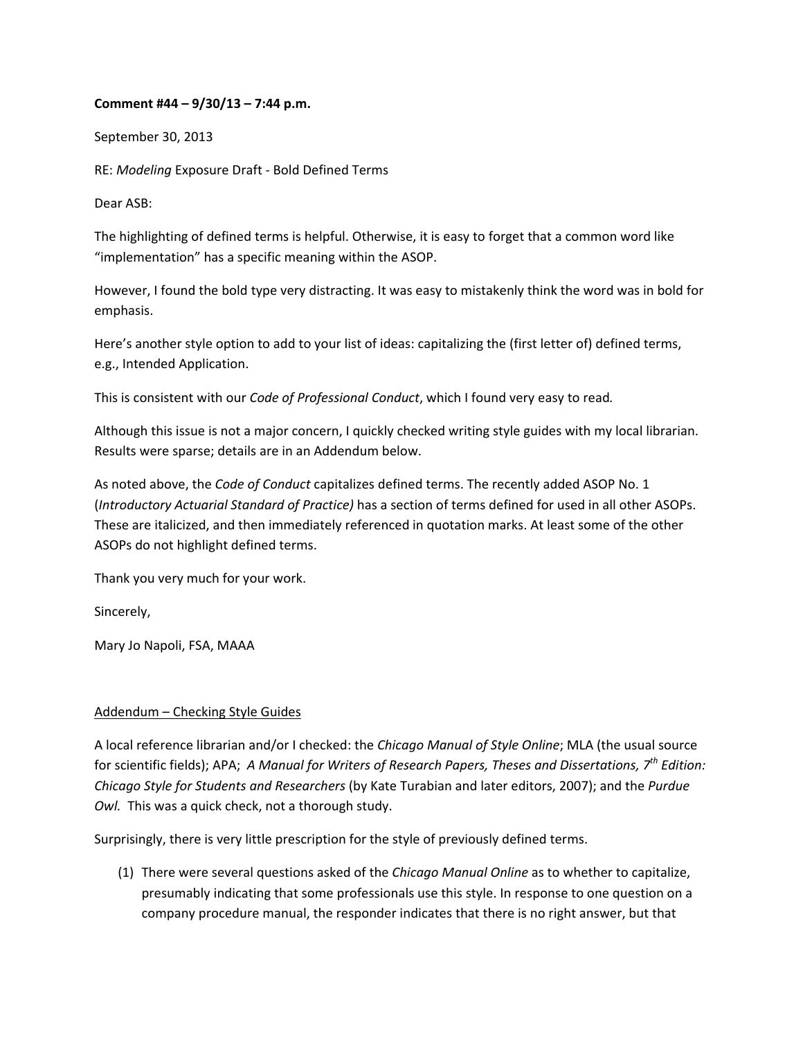**Comment #44 – 9/30/13 – 7:44 p.m.**

September 30, 2013

RE: *Modeling* Exposure Draft - Bold Defined Terms

Dear ASB:

The highlighting of defined terms is helpful. Otherwise, it is easy to forget that a common word like "implementation" has a specific meaning within the ASOP.

However, I found the bold type very distracting. It was easy to mistakenly think the word was in bold for emphasis.

Here's another style option to add to your list of ideas: capitalizing the (first letter of) defined terms, e.g., Intended Application.

This is consistent with our *Code of Professional Conduct*, which I found very easy to read.

Although this issue is not a major concern, I quickly checked writing style guides with my local librarian. Results were sparse; details are in an Addendum below.

As noted above, the *Code of Conduct* capitalizes defined terms. The recently added ASOP No. 1 (*Introductory Actuarial Standard of Practice)* has a section of terms defined for used in all other ASOPs. These are italicized, and then immediately referenced in quotation marks. At least some of the other ASOPs do not highlight defined terms.

Thank you very much for your work.

Sincerely,

Mary Jo Napoli, FSA, MAAA

<u>Addendum – Checking Style Guides</u>

A local reference librarian and/or I checked: the *Chicago Manual of Style Online*; MLA (the usual source for scientific fields); APA; *A Manual for Writers of Research Papers, Theses and Dissertations, 7th Edition: Chicago Style for Students and Researchers* (by Kate Turabian and later editors, 2007); and the *Purdue Owl.* This was a quick check, not a thorough study.

Surprisingly, there is very little prescription for the style of previously defined terms.

(1) There were several questions asked of the *Chicago Manual Online* as to whether to capitalize, presumably indicating that some professionals use this style. In response to one question on a company procedure manual, the responder indicates that there is no right answer, but that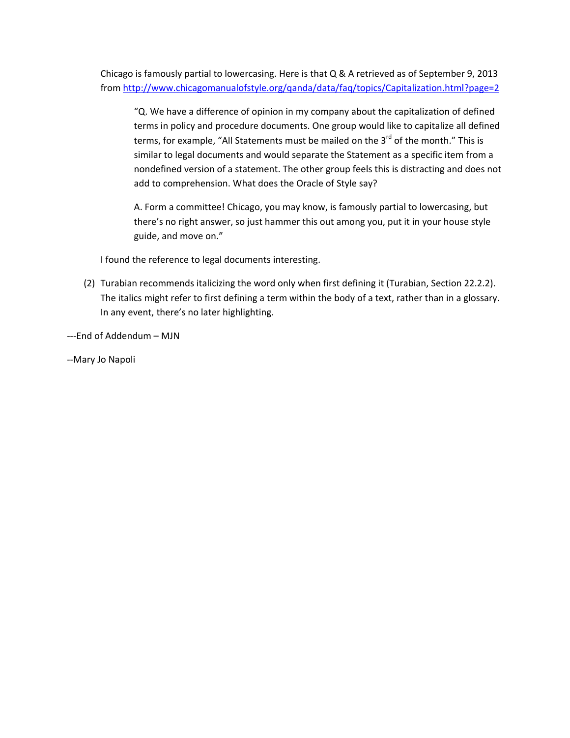Chicago is famously partial to lowercasing. Here is that Q & A retrieved as of September 9, 2013 from http://www.chicagomanualofstyle.org/qanda/data/faq/topics/Capitalization.html?page=2

> "Q. We have a difference of opinion in my company about the capitalization of defined terms in policy and procedure documents. One group would like to capitalize all defined terms, for example, "All Statements must be mailed on the 3rd of the month." This is similar to legal documents and would separate the Statement as a specific item from a nondefined version of a statement. The other group feels this is distracting and does not add to comprehension. What does the Oracle of Style say?
>
> A. Form a committee! Chicago, you may know, is famously partial to lowercasing, but there's no right answer, so just hammer this out among you, put it in your house style guide, and move on."

I found the reference to legal documents interesting.

(2) Turabian recommends italicizing the word only when first defining it (Turabian, Section 22.2.2). The italics might refer to first defining a term within the body of a text, rather than in a glossary. In any event, there's no later highlighting.

---End of Addendum – MJN

--Mary Jo Napoli